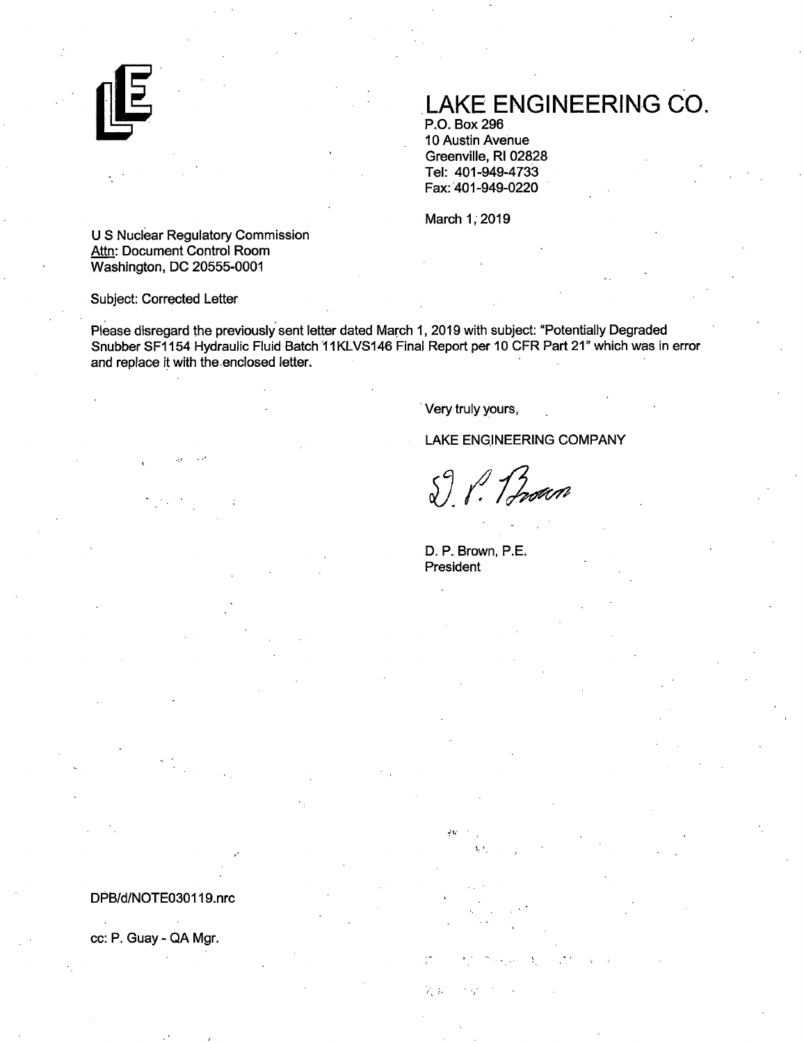# LAKE ENGINEERING CO.

P.O. Box 296
10 Austin Avenue
Greenville, RI 02828
Tel: 401-949-4733
Fax: 401-949-0220

March 1, 2019

U S Nuclear Regulatory Commission
Attn: Document Control Room
Washington, DC 20555-0001

Subject: Corrected Letter

Please disregard the previously sent letter dated March 1, 2019 with subject: "Potentially Degraded Snubber SF1154 Hydraulic Fluid Batch 11KLVS146 Final Report per 10 CFR Part 21" which was in error and replace it with the enclosed letter.

Very truly yours,

LAKE ENGINEERING COMPANY

D. P. Brown

D. P. Brown, P.E.
President

DPB/d/NOTE030119.nrc

cc: P. Guay - QA Mgr.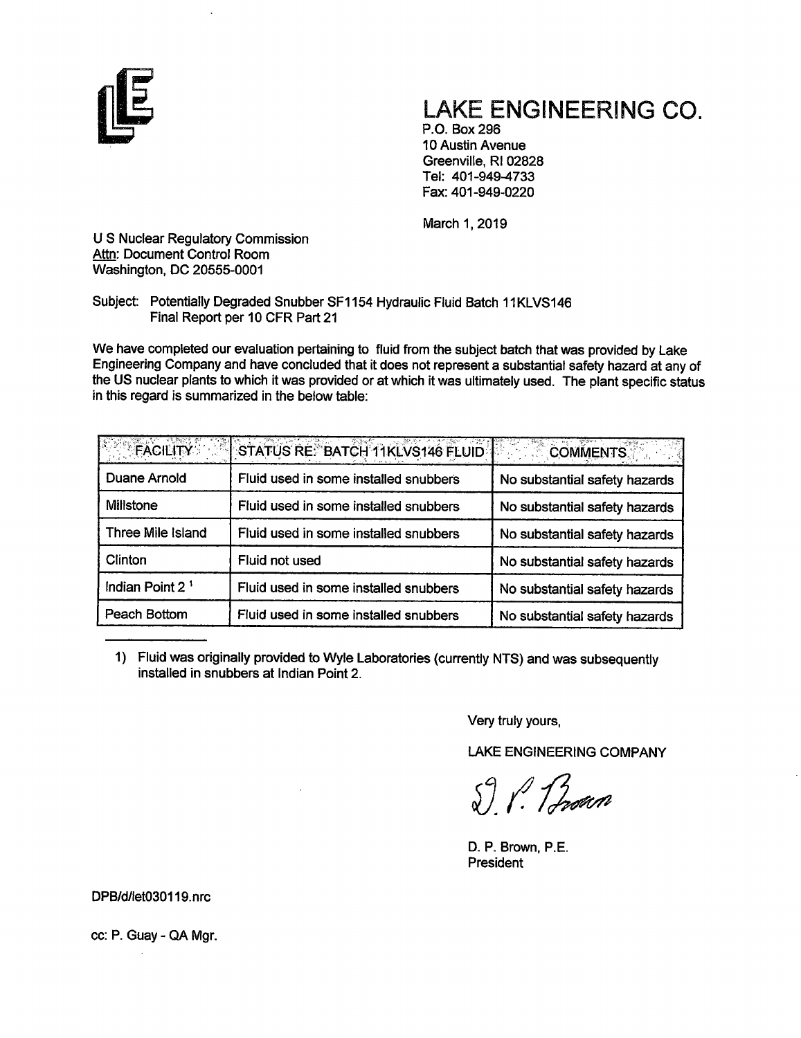# LAKE ENGINEERING CO.

P.O. Box 296
10 Austin Avenue
Greenville, RI 02828
Tel: 401-949-4733
Fax: 401-949-0220

March 1, 2019

U S Nuclear Regulatory Commission
Attn: Document Control Room
Washington, DC 20555-0001

Subject: Potentially Degraded Snubber SF1154 Hydraulic Fluid Batch 11KLVS146
Final Report per 10 CFR Part 21

We have completed our evaluation pertaining to fluid from the subject batch that was provided by Lake Engineering Company and have concluded that it does not represent a substantial safety hazard at any of the US nuclear plants to which it was provided or at which it was ultimately used. The plant specific status in this regard is summarized in the below table:

| FACILITY | STATUS RE: BATCH 11KLVS146 FLUID | COMMENTS |
|---|---|---|
| Duane Arnold | Fluid used in some installed snubbers | No substantial safety hazards |
| Millstone | Fluid used in some installed snubbers | No substantial safety hazards |
| Three Mile Island | Fluid used in some installed snubbers | No substantial safety hazards |
| Clinton | Fluid not used | No substantial safety hazards |
| Indian Point 2 [1] | Fluid used in some installed snubbers | No substantial safety hazards |
| Peach Bottom | Fluid used in some installed snubbers | No substantial safety hazards |

1) Fluid was originally provided to Wyle Laboratories (currently NTS) and was subsequently installed in snubbers at Indian Point 2.

Very truly yours,

LAKE ENGINEERING COMPANY

D. P. Brown

D. P. Brown, P.E.
President

DPB/d/let030119.nrc

cc: P. Guay - QA Mgr.